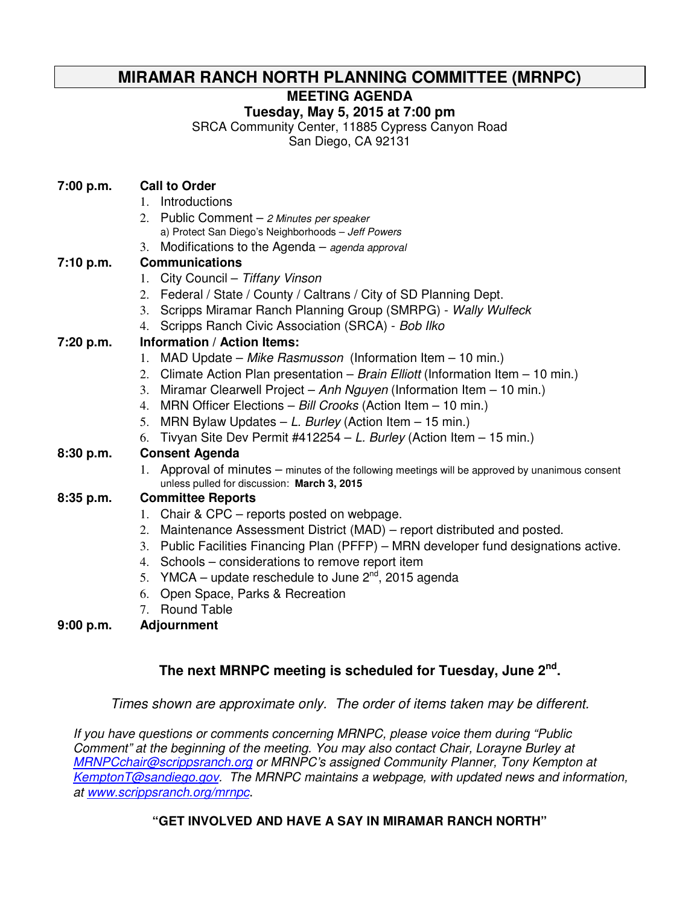# MIRAMAR RANCH NORTH PLANNING COMMITTEE (MRNPC)

## MEETING AGENDA

**Tuesday, May 5, 2015 at 7:00 pm**

SRCA Community Center, 11885 Cypress Canyon Road
San Diego, CA 92131

**7:00 p.m.** **Call to Order**

1. Introductions
2. Public Comment – *2 Minutes per speaker*
   a) Protect San Diego's Neighborhoods – *Jeff Powers*
3. Modifications to the Agenda – *agenda approval*

**7:10 p.m.** **Communications**

1. City Council – *Tiffany Vinson*
2. Federal / State / County / Caltrans / City of SD Planning Dept.
3. Scripps Miramar Ranch Planning Group (SMRPG) - *Wally Wulfeck*
4. Scripps Ranch Civic Association (SRCA) - *Bob Ilko*

**7:20 p.m.** **Information / Action Items:**

1. MAD Update – *Mike Rasmusson* (Information Item – 10 min.)
2. Climate Action Plan presentation – *Brain Elliott* (Information Item – 10 min.)
3. Miramar Clearwell Project – *Anh Nguyen* (Information Item – 10 min.)
4. MRN Officer Elections – *Bill Crooks* (Action Item – 10 min.)
5. MRN Bylaw Updates – *L. Burley* (Action Item – 15 min.)
6. Tivyan Site Dev Permit #412254 – *L. Burley* (Action Item – 15 min.)

**8:30 p.m.** **Consent Agenda**

1. Approval of minutes – minutes of the following meetings will be approved by unanimous consent unless pulled for discussion: **March 3, 2015**

**8:35 p.m.** **Committee Reports**

1. Chair & CPC – reports posted on webpage.
2. Maintenance Assessment District (MAD) – report distributed and posted.
3. Public Facilities Financing Plan (PFFP) – MRN developer fund designations active.
4. Schools – considerations to remove report item
5. YMCA – update reschedule to June 2nd, 2015 agenda
6. Open Space, Parks & Recreation
7. Round Table

**9:00 p.m.** **Adjournment**

**The next MRNPC meeting is scheduled for Tuesday, June 2nd.**

*Times shown are approximate only. The order of items taken may be different.*

*If you have questions or comments concerning MRNPC, please voice them during "Public Comment" at the beginning of the meeting. You may also contact Chair, Lorayne Burley at MRNPCchair@scrippsranch.org or MRNPC's assigned Community Planner, Tony Kempton at KemptonT@sandiego.gov. The MRNPC maintains a webpage, with updated news and information, at www.scrippsranch.org/mrnpc.*

**"GET INVOLVED AND HAVE A SAY IN MIRAMAR RANCH NORTH"**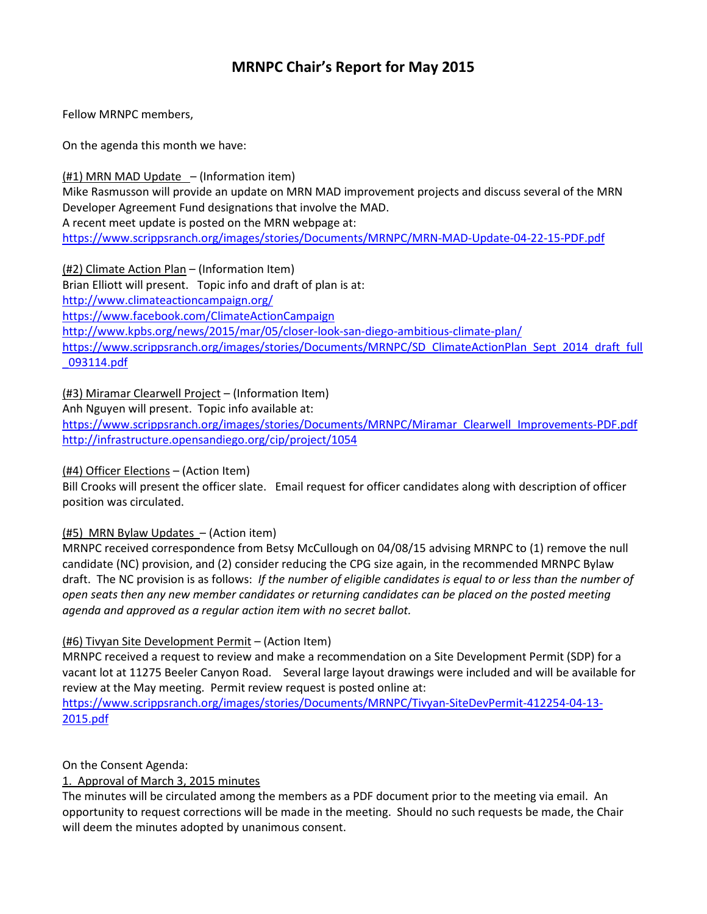# MRNPC Chair's Report for May 2015

Fellow MRNPC members,

On the agenda this month we have:

(#1) MRN MAD Update – (Information item)
Mike Rasmusson will provide an update on MRN MAD improvement projects and discuss several of the MRN Developer Agreement Fund designations that involve the MAD.
A recent meet update is posted on the MRN webpage at:
https://www.scrippsranch.org/images/stories/Documents/MRNPC/MRN-MAD-Update-04-22-15-PDF.pdf

(#2) Climate Action Plan – (Information Item)
Brian Elliott will present. Topic info and draft of plan is at:
http://www.climateactioncampaign.org/
https://www.facebook.com/ClimateActionCampaign
http://www.kpbs.org/news/2015/mar/05/closer-look-san-diego-ambitious-climate-plan/
https://www.scrippsranch.org/images/stories/Documents/MRNPC/SD_ClimateActionPlan_Sept_2014_draft_full_093114.pdf

(#3) Miramar Clearwell Project – (Information Item)
Anh Nguyen will present. Topic info available at:
https://www.scrippsranch.org/images/stories/Documents/MRNPC/Miramar_Clearwell_Improvements-PDF.pdf
http://infrastructure.opensandiego.org/cip/project/1054

(#4) Officer Elections – (Action Item)
Bill Crooks will present the officer slate. Email request for officer candidates along with description of officer position was circulated.

(#5) MRN Bylaw Updates – (Action item)
MRNPC received correspondence from Betsy McCullough on 04/08/15 advising MRNPC to (1) remove the null candidate (NC) provision, and (2) consider reducing the CPG size again, in the recommended MRNPC Bylaw draft. The NC provision is as follows: *If the number of eligible candidates is equal to or less than the number of open seats then any new member candidates or returning candidates can be placed on the posted meeting agenda and approved as a regular action item with no secret ballot.*

(#6) Tivyan Site Development Permit – (Action Item)
MRNPC received a request to review and make a recommendation on a Site Development Permit (SDP) for a vacant lot at 11275 Beeler Canyon Road. Several large layout drawings were included and will be available for review at the May meeting. Permit review request is posted online at:
https://www.scrippsranch.org/images/stories/Documents/MRNPC/Tivyan-SiteDevPermit-412254-04-13-2015.pdf

On the Consent Agenda:

1. Approval of March 3, 2015 minutes
The minutes will be circulated among the members as a PDF document prior to the meeting via email. An opportunity to request corrections will be made in the meeting. Should no such requests be made, the Chair will deem the minutes adopted by unanimous consent.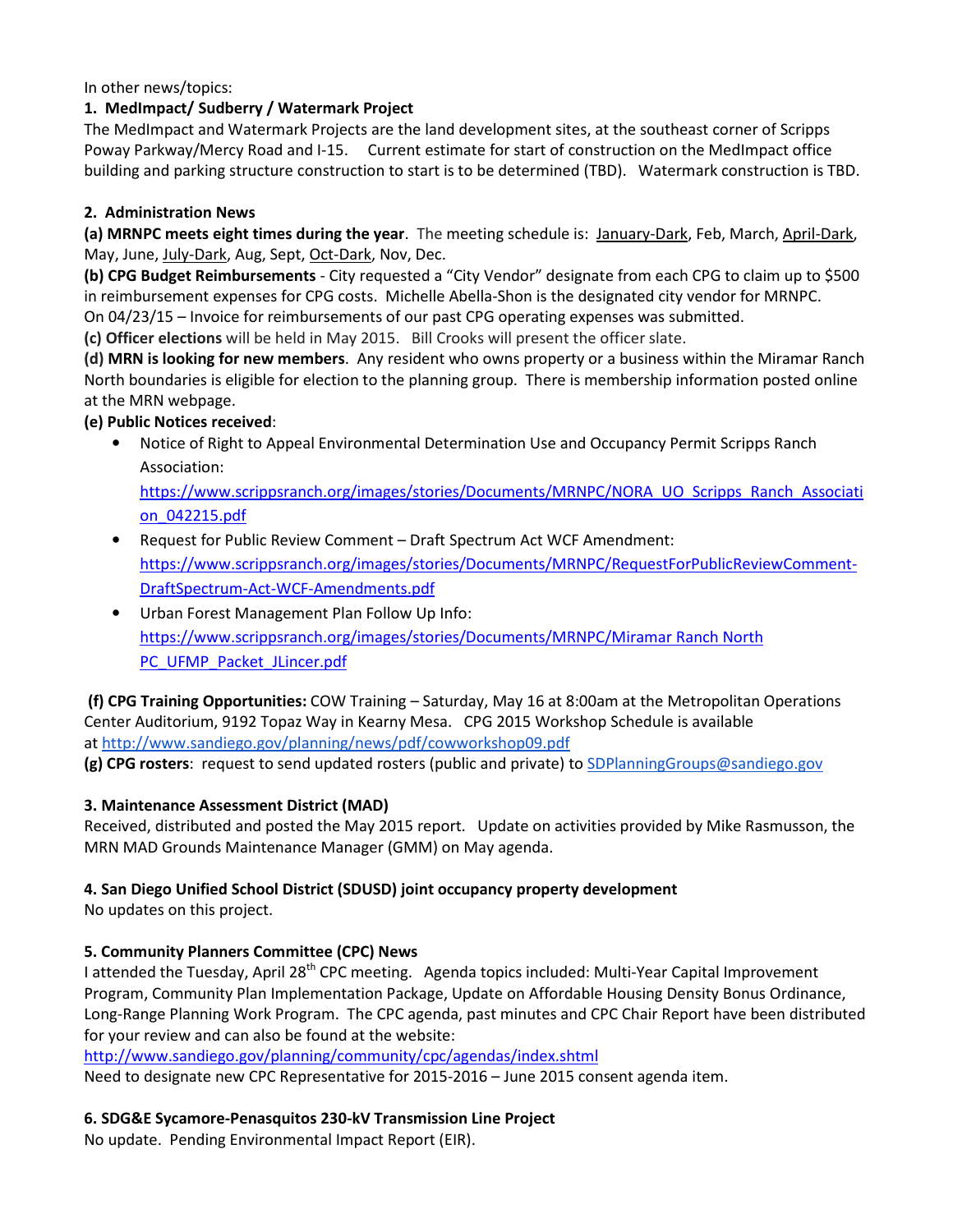In other news/topics:

**1. MedImpact/ Sudberry / Watermark Project**

The MedImpact and Watermark Projects are the land development sites, at the southeast corner of Scripps Poway Parkway/Mercy Road and I-15. Current estimate for start of construction on the MedImpact office building and parking structure construction to start is to be determined (TBD). Watermark construction is TBD.

**2. Administration News**

**(a) MRNPC meets eight times during the year**. The meeting schedule is: January-Dark, Feb, March, April-Dark, May, June, July-Dark, Aug, Sept, Oct-Dark, Nov, Dec.

**(b) CPG Budget Reimbursements** - City requested a "City Vendor" designate from each CPG to claim up to $500 in reimbursement expenses for CPG costs. Michelle Abella-Shon is the designated city vendor for MRNPC. On 04/23/15 – Invoice for reimbursements of our past CPG operating expenses was submitted.

**(c) Officer elections** will be held in May 2015. Bill Crooks will present the officer slate.

**(d) MRN is looking for new members**. Any resident who owns property or a business within the Miramar Ranch North boundaries is eligible for election to the planning group. There is membership information posted online at the MRN webpage.

**(e) Public Notices received**:

- Notice of Right to Appeal Environmental Determination Use and Occupancy Permit Scripps Ranch Association: https://www.scrippsranch.org/images/stories/Documents/MRNPC/NORA_UO_Scripps_Ranch_Association_042215.pdf
- Request for Public Review Comment – Draft Spectrum Act WCF Amendment: https://www.scrippsranch.org/images/stories/Documents/MRNPC/RequestForPublicReviewComment-DraftSpectrum-Act-WCF-Amendments.pdf
- Urban Forest Management Plan Follow Up Info: https://www.scrippsranch.org/images/stories/Documents/MRNPC/Miramar Ranch North PC_UFMP_Packet_JLincer.pdf

**(f) CPG Training Opportunities:** COW Training – Saturday, May 16 at 8:00am at the Metropolitan Operations Center Auditorium, 9192 Topaz Way in Kearny Mesa. CPG 2015 Workshop Schedule is available at http://www.sandiego.gov/planning/news/pdf/cowworkshop09.pdf

**(g) CPG rosters**: request to send updated rosters (public and private) to SDPlanningGroups@sandiego.gov

**3. Maintenance Assessment District (MAD)**

Received, distributed and posted the May 2015 report. Update on activities provided by Mike Rasmusson, the MRN MAD Grounds Maintenance Manager (GMM) on May agenda.

**4. San Diego Unified School District (SDUSD) joint occupancy property development**

No updates on this project.

**5. Community Planners Committee (CPC) News**

I attended the Tuesday, April 28th CPC meeting. Agenda topics included: Multi-Year Capital Improvement Program, Community Plan Implementation Package, Update on Affordable Housing Density Bonus Ordinance, Long-Range Planning Work Program. The CPC agenda, past minutes and CPC Chair Report have been distributed for your review and can also be found at the website: http://www.sandiego.gov/planning/community/cpc/agendas/index.shtml

Need to designate new CPC Representative for 2015-2016 – June 2015 consent agenda item.

**6. SDG&E Sycamore-Penasquitos 230-kV Transmission Line Project**

No update. Pending Environmental Impact Report (EIR).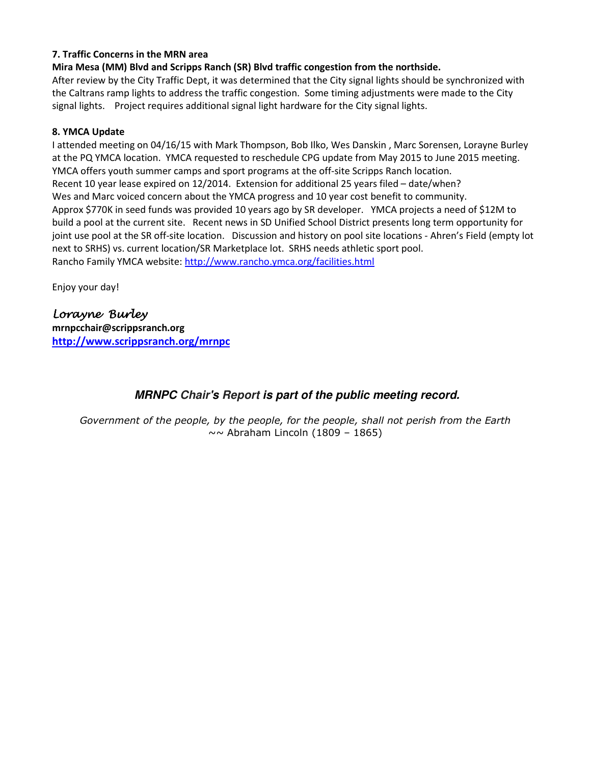**7. Traffic Concerns in the MRN area**

**Mira Mesa (MM) Blvd and Scripps Ranch (SR) Blvd traffic congestion from the northside.**

After review by the City Traffic Dept, it was determined that the City signal lights should be synchronized with the Caltrans ramp lights to address the traffic congestion. Some timing adjustments were made to the City signal lights. Project requires additional signal light hardware for the City signal lights.

**8. YMCA Update**

I attended meeting on 04/16/15 with Mark Thompson, Bob Ilko, Wes Danskin , Marc Sorensen, Lorayne Burley at the PQ YMCA location. YMCA requested to reschedule CPG update from May 2015 to June 2015 meeting.
YMCA offers youth summer camps and sport programs at the off-site Scripps Ranch location.
Recent 10 year lease expired on 12/2014. Extension for additional 25 years filed – date/when?
Wes and Marc voiced concern about the YMCA progress and 10 year cost benefit to community.
Approx $770K in seed funds was provided 10 years ago by SR developer. YMCA projects a need of $12M to build a pool at the current site. Recent news in SD Unified School District presents long term opportunity for joint use pool at the SR off-site location. Discussion and history on pool site locations - Ahren's Field (empty lot next to SRHS) vs. current location/SR Marketplace lot. SRHS needs athletic sport pool.
Rancho Family YMCA website: http://www.rancho.ymca.org/facilities.html

Enjoy your day!

*Lorayne Burley*
**mrnpcchair@scrippsranch.org**
**http://www.scrippsranch.org/mrnpc**

***MRNPC Chair's Report is part of the public meeting record.***

*Government of the people, by the people, for the people, shall not perish from the Earth*
~~ Abraham Lincoln (1809 – 1865)